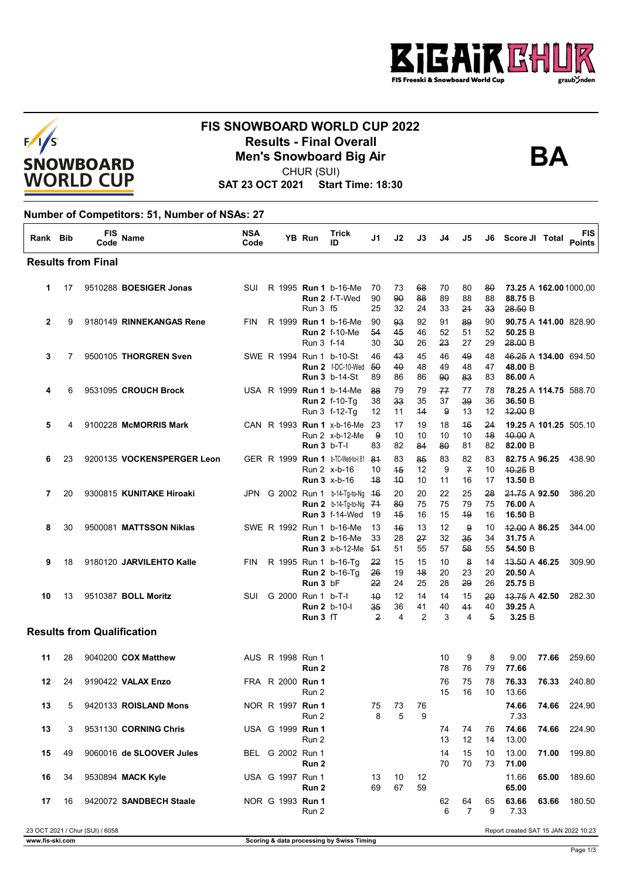# FIS SNOWBOARD WORLD CUP 2022

## Results - Final Overall

## Men's Snowboard Big Air

**BA**

CHUR (SUI)

**SAT 23 OCT 2021 Start Time: 18:30**

### Number of Competitors: 51, Number of NSAs: 27

| Rank | Bib | FIS Code | Name | NSA Code | YB | Run | Trick ID | J1 | J2 | J3 | J4 | J5 | J6 | Score | JI | Total | FIS Points |
|---|---|---|---|---|---|---|---|---|---|---|---|---|---|---|---|---|---|
| **Results from Final** | | | | | | | | | | | | | | | | | |
| 1 | 17 | 9510288 | **BOESIGER Jonas** | SUI | R 1995 | **Run 1** | b-16-Me | 70 | 73 | ~~68~~ | 70 | 80 | ~~80~~ | **73.25** | A | **162.00** | 1000.00 |
| | | | | | | **Run 2** | f-T-Wed | 90 | ~~90~~ | ~~88~~ | 89 | 88 | 88 | **88.75** | B | | |
| | | | | | | Run 3 | f5 | 25 | 32 | 24 | 33 | ~~21~~ | ~~33~~ | ~~28.50~~ | B | | |
| 2 | 9 | 9180149 | **RINNEKANGAS Rene** | FIN | R 1999 | **Run 1** | b-16-Me | 90 | ~~93~~ | 92 | 91 | ~~89~~ | 90 | **90.75** | A | **141.00** | 828.90 |
| | | | | | | **Run 2** | f-10-Me | ~~54~~ | ~~45~~ | 46 | 52 | 51 | 52 | **50.25** | B | | |
| | | | | | | Run 3 | f-14 | 30 | ~~30~~ | 26 | ~~23~~ | 27 | 29 | ~~28.00~~ | B | | |
| 3 | 7 | 9500105 | **THORGREN Sven** | SWE | R 1994 | Run 1 | b-10-St | 46 | ~~43~~ | 45 | 46 | ~~49~~ | 48 | ~~46.25~~ | A | **134.00** | 694.50 |
| | | | | | | **Run 2** | f-DC-10-Wed | ~~50~~ | ~~40~~ | 48 | 49 | 48 | 47 | **48.00** | B | | |
| | | | | | | **Run 3** | b-14-St | 89 | 86 | 86 | ~~90~~ | ~~83~~ | 83 | **86.00** | A | | |
| 4 | 6 | 9531095 | **CROUCH Brock** | USA | R 1999 | **Run 1** | b-14-Me | ~~88~~ | 79 | 79 | ~~77~~ | 77 | 78 | **78.25** | A | **114.75** | 588.70 |
| | | | | | | **Run 2** | f-10-Tg | 38 | ~~33~~ | 35 | 37 | ~~39~~ | 36 | **36.50** | B | | |
| | | | | | | Run 3 | f-12-Tg | 12 | 11 | ~~14~~ | ~~9~~ | 13 | 12 | ~~12.00~~ | B | | |
| 5 | 4 | 9100228 | **McMORRIS Mark** | CAN | R 1993 | **Run 1** | x-b-16-Me | 23 | 17 | 19 | 18 | ~~16~~ | ~~24~~ | **19.25** | A | **101.25** | 505.10 |
| | | | | | | Run 2 | x-b-12-Me | ~~9~~ | 10 | 10 | 10 | 10 | ~~18~~ | ~~10.00~~ | A | | |
| | | | | | | **Run 3** | b-T-I | 83 | 82 | ~~84~~ | ~~80~~ | 81 | 82 | **82.00** | B | | |
| 6 | 23 | 9200135 | **VOCKENSPERGER Leon** | GER | R 1999 | **Run 1** | b-TC-Wed-to-I 81 | ~~81~~ | 83 | ~~85~~ | 83 | 82 | 83 | **82.75** | A | **96.25** | 438.90 |
| | | | | | | Run 2 | x-b-16 | 10 | ~~15~~ | 12 | 9 | ~~7~~ | 10 | ~~10.25~~ | B | | |
| | | | | | | **Run 3** | x-b-16 | ~~18~~ | ~~10~~ | 10 | 11 | 16 | 17 | **13.50** | B | | |
| 7 | 20 | 9300815 | **KUNITAKE Hiroaki** | JPN | G 2002 | Run 1 | b-14-Tg-to-Ng | ~~16~~ | 20 | 20 | 22 | 25 | ~~28~~ | ~~21.75~~ | A | **92.50** | 386.20 |
| | | | | | | **Run 2** | b-14-Tg-to-Ng | ~~71~~ | ~~80~~ | 75 | 75 | 79 | 75 | **76.00** | A | | |
| | | | | | | **Run 3** | f-14-Wed | 19 | ~~15~~ | 16 | 15 | ~~19~~ | 16 | **16.50** | B | | |
| 8 | 30 | 9500081 | **MATTSSON Niklas** | SWE | R 1992 | Run 1 | b-16-Me | 13 | ~~16~~ | 13 | 12 | ~~9~~ | 10 | ~~12.00~~ | A | **86.25** | 344.00 |
| | | | | | | **Run 2** | b-16-Me | 33 | 28 | ~~27~~ | 32 | ~~35~~ | 34 | **31.75** | A | | |
| | | | | | | **Run 3** | x-b-12-Me | ~~51~~ | 51 | 55 | 57 | ~~58~~ | 55 | **54.50** | B | | |
| 9 | 18 | 9180120 | **JARVILEHTO Kalle** | FIN | R 1995 | Run 1 | b-16-Tg | ~~22~~ | 15 | 15 | 10 | ~~8~~ | 14 | ~~13.50~~ | A | **46.25** | 309.90 |
| | | | | | | **Run 2** | b-16-Tg | ~~26~~ | 19 | ~~18~~ | 20 | 23 | 20 | **20.50** | A | | |
| | | | | | | **Run 3** | bF | ~~22~~ | 24 | 25 | 28 | ~~29~~ | 26 | **25.75** | B | | |
| 10 | 13 | 9510387 | **BOLL Moritz** | SUI | G 2000 | Run 1 | b-T-I | ~~10~~ | 12 | 14 | 14 | 15 | ~~20~~ | ~~13.75~~ | A | **42.50** | 282.30 |
| | | | | | | **Run 2** | b-10-I | ~~35~~ | 36 | 41 | 40 | ~~41~~ | 40 | **39.25** | A | | |
| | | | | | | **Run 3** | fT | ~~2~~ | 4 | 2 | 3 | 4 | ~~5~~ | **3.25** | B | | |
| **Results from Qualification** | | | | | | | | | | | | | | | | | |
| 11 | 28 | 9040200 | **COX Matthew** | AUS | R 1998 | Run 1 | | | | | 10 | 9 | 8 | 9.00 | | **77.66** | 259.60 |
| | | | | | | **Run 2** | | | | | 78 | 76 | 79 | **77.66** | | | |
| 12 | 24 | 9190422 | **VALAX Enzo** | FRA | R 2000 | **Run 1** | | | | | 76 | 75 | 78 | **76.33** | | **76.33** | 240.80 |
| | | | | | | Run 2 | | | | | 15 | 16 | 10 | 13.66 | | | |
| 13 | 5 | 9420133 | **ROISLAND Mons** | NOR | R 1997 | **Run 1** | | 75 | 73 | 76 | | | | **74.66** | | **74.66** | 224.90 |
| | | | | | | Run 2 | | 8 | 5 | 9 | | | | 7.33 | | | |
| 13 | 3 | 9531130 | **CORNING Chris** | USA | G 1999 | **Run 1** | | | | | 74 | 74 | 76 | **74.66** | | **74.66** | 224.90 |
| | | | | | | Run 2 | | | | | 13 | 12 | 14 | 13.00 | | | |
| 15 | 49 | 9060016 | **de SLOOVER Jules** | BEL | G 2002 | Run 1 | | | | | 14 | 15 | 10 | 13.00 | | **71.00** | 199.80 |
| | | | | | | **Run 2** | | | | | 70 | 70 | 73 | **71.00** | | | |
| 16 | 34 | 9530894 | **MACK Kyle** | USA | G 1997 | Run 1 | | 13 | 10 | 12 | | | | 11.66 | | **65.00** | 189.60 |
| | | | | | | **Run 2** | | 69 | 67 | 59 | | | | **65.00** | | | |
| 17 | 16 | 9420072 | **SANDBECH Staale** | NOR | G 1993 | **Run 1** | | | | | 62 | 64 | 65 | **63.66** | | **63.66** | 180.50 |
| | | | | | | Run 2 | | | | | 6 | 7 | 9 | 7.33 | | | |

23 OCT 2021 / Chur (SUI) / 6058

Report created SAT 15 JAN 2022 10:23

Scoring & data processing by Swiss Timing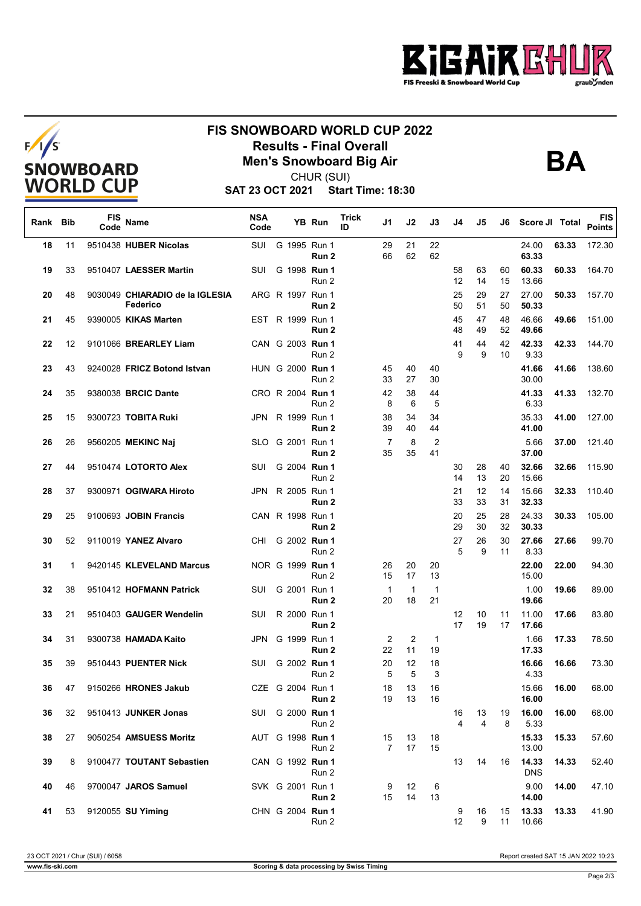# FIS SNOWBOARD WORLD CUP 2022

## Results - Final Overall

## Men's Snowboard Big Air

CHUR (SUI)

**SAT 23 OCT 2021 Start Time: 18:30**

**BA**

| Rank | Bib | FIS Code | Name | NSA Code | | YB | Run | Trick ID | J1 | J2 | J3 | J4 | J5 | J6 | Score JI | Total | FIS Points |
|---|---|---|---|---|---|---|---|---|---|---|---|---|---|---|---|---|---|
| **18** | 11 | 9510438 | **HUBER Nicolas** | SUI | G | 1995 | Run 1 | | 29 | 21 | 22 | | | | 24.00 | **63.33** | 172.30 |
| | | | | | | | **Run 2** | | 66 | 62 | 62 | | | | **63.33** | | |
| **19** | 33 | 9510407 | **LAESSER Martin** | SUI | G | 1998 | **Run 1** | | | | | 58 | 63 | 60 | 60.33 | **60.33** | 164.70 |
| | | | | | | | Run 2 | | | | | 12 | 14 | 15 | 13.66 | | |
| **20** | 48 | 9030049 | **CHIARADIO de la IGLESIA Federico** | ARG | R | 1997 | Run 1 | | | | | 25 | 29 | 27 | 27.00 | **50.33** | 157.70 |
| | | | | | | | **Run 2** | | | | | 50 | 51 | 50 | **50.33** | | |
| **21** | 45 | 9390005 | **KIKAS Marten** | EST | R | 1999 | Run 1 | | | | | 45 | 47 | 48 | 46.66 | **49.66** | 151.00 |
| | | | | | | | **Run 2** | | | | | 48 | 49 | 52 | **49.66** | | |
| **22** | 12 | 9101066 | **BREARLEY Liam** | CAN | G | 2003 | **Run 1** | | | | | 41 | 44 | 42 | **42.33** | **42.33** | 144.70 |
| | | | | | | | Run 2 | | | | | 9 | 9 | 10 | 9.33 | | |
| **23** | 43 | 9240028 | **FRICZ Botond Istvan** | HUN | G | 2000 | **Run 1** | | 45 | 40 | 40 | | | | **41.66** | **41.66** | 138.60 |
| | | | | | | | Run 2 | | 33 | 27 | 30 | | | | 30.00 | | |
| **24** | 35 | 9380038 | **BRCIC Dante** | CRO | R | 2004 | **Run 1** | | 42 | 38 | 44 | | | | **41.33** | **41.33** | 132.70 |
| | | | | | | | Run 2 | | 8 | 6 | 5 | | | | 6.33 | | |
| **25** | 15 | 9300723 | **TOBITA Ruki** | JPN | R | 1999 | Run 1 | | 38 | 34 | 34 | | | | 35.33 | **41.00** | 127.00 |
| | | | | | | | **Run 2** | | 39 | 40 | 44 | | | | **41.00** | | |
| **26** | 26 | 9560205 | **MEKINC Naj** | SLO | G | 2001 | Run 1 | | 7 | 8 | 2 | | | | 5.66 | **37.00** | 121.40 |
| | | | | | | | **Run 2** | | 35 | 35 | 41 | | | | **37.00** | | |
| **27** | 44 | 9510474 | **LOTORTO Alex** | SUI | G | 2004 | **Run 1** | | | | | 30 | 28 | 40 | 32.66 | **32.66** | 115.90 |
| | | | | | | | Run 2 | | | | | 14 | 13 | 20 | 15.66 | | |
| **28** | 37 | 9300971 | **OGIWARA Hiroto** | JPN | R | 2005 | Run 1 | | | | | 21 | 12 | 14 | 15.66 | **32.33** | 110.40 |
| | | | | | | | **Run 2** | | | | | 33 | 33 | 31 | **32.33** | | |
| **29** | 25 | 9100693 | **JOBIN Francis** | CAN | R | 1998 | Run 1 | | | | | 20 | 25 | 28 | 24.33 | **30.33** | 105.00 |
| | | | | | | | **Run 2** | | | | | 29 | 30 | 32 | **30.33** | | |
| **30** | 52 | 9110019 | **YANEZ Alvaro** | CHI | G | 2002 | **Run 1** | | | | | 27 | 26 | 30 | 27.66 | **27.66** | 99.70 |
| | | | | | | | Run 2 | | | | | 5 | 9 | 11 | 8.33 | | |
| **31** | 1 | 9420145 | **KLEVELAND Marcus** | NOR | G | 1999 | **Run 1** | | 26 | 20 | 20 | | | | 22.00 | **22.00** | 94.30 |
| | | | | | | | Run 2 | | 15 | 17 | 13 | | | | 15.00 | | |
| **32** | 38 | 9510412 | **HOFMANN Patrick** | SUI | G | 2001 | Run 1 | | 1 | 1 | 1 | | | | 1.00 | **19.66** | 89.00 |
| | | | | | | | **Run 2** | | 20 | 18 | 21 | | | | **19.66** | | |
| **33** | 21 | 9510403 | **GAUGER Wendelin** | SUI | R | 2000 | Run 1 | | | | | 12 | 10 | 11 | 11.00 | **17.66** | 83.80 |
| | | | | | | | **Run 2** | | | | | 17 | 19 | 17 | **17.66** | | |
| **34** | 31 | 9300738 | **HAMADA Kaito** | JPN | G | 1999 | Run 1 | | 2 | 2 | 1 | | | | 1.66 | **17.33** | 78.50 |
| | | | | | | | **Run 2** | | 22 | 11 | 19 | | | | **17.33** | | |
| **35** | 39 | 9510443 | **PUENTER Nick** | SUI | G | 2002 | **Run 1** | | 20 | 12 | 18 | | | | 16.66 | **16.66** | 73.30 |
| | | | | | | | Run 2 | | 5 | 5 | 3 | | | | 4.33 | | |
| **36** | 47 | 9150266 | **HRONES Jakub** | CZE | G | 2004 | Run 1 | | 18 | 13 | 16 | | | | 15.66 | **16.00** | 68.00 |
| | | | | | | | **Run 2** | | 19 | 13 | 16 | | | | **16.00** | | |
| **36** | 32 | 9510413 | **JUNKER Jonas** | SUI | G | 2000 | **Run 1** | | | | | 16 | 13 | 19 | **16.00** | **16.00** | 68.00 |
| | | | | | | | Run 2 | | | | | 4 | 4 | 8 | 5.33 | | |
| **38** | 27 | 9050254 | **AMSUESS Moritz** | AUT | G | 1998 | **Run 1** | | 15 | 13 | 18 | | | | **15.33** | **15.33** | 57.60 |
| | | | | | | | Run 2 | | 7 | 17 | 15 | | | | 13.00 | | |
| **39** | 8 | 9100477 | **TOUTANT Sebastien** | CAN | G | 1992 | **Run 1** | | | | | 13 | 14 | 16 | **14.33** | **14.33** | 52.40 |
| | | | | | | | Run 2 | | | | | | | | DNS | | |
| **40** | 46 | 9700047 | **JAROS Samuel** | SVK | G | 2001 | Run 1 | | 9 | 12 | 6 | | | | 9.00 | **14.00** | 47.10 |
| | | | | | | | **Run 2** | | 15 | 14 | 13 | | | | **14.00** | | |
| **41** | 53 | 9120055 | **SU Yiming** | CHN | G | 2004 | **Run 1** | | | | | 9 | 16 | 15 | 13.33 | **13.33** | 41.90 |
| | | | | | | | Run 2 | | | | | 12 | 9 | 11 | 10.66 | | |

23 OCT 2021 / Chur (SUI) / 6058 — Report created SAT 15 JAN 2022 10:23

www.fis-ski.com — Scoring & data processing by Swiss Timing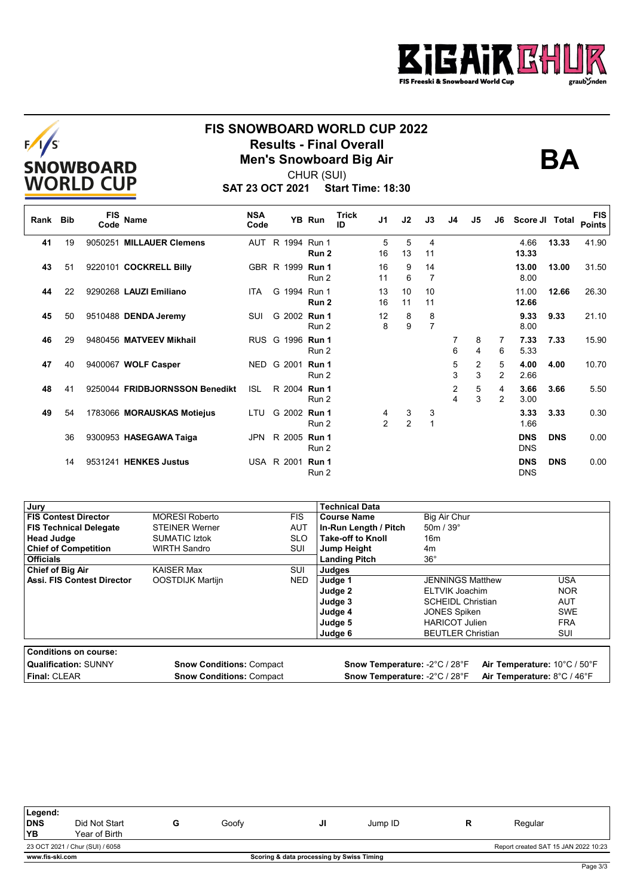# FIS SNOWBOARD WORLD CUP 2022

## Results - Final Overall

## Men's Snowboard Big Air

CHUR (SUI)

**SAT 23 OCT 2021 Start Time: 18:30**

**BA**

| Rank | Bib | FIS Code | Name | NSA Code | | YB | Run | Trick ID | J1 | J2 | J3 | J4 | J5 | J6 | Score JI | Total | FIS Points |
|---|---|---|---|---|---|---|---|---|---|---|---|---|---|---|---|---|---|
| **41** | 19 | 9050251 | **MILLAUER Clemens** | AUT | R | 1994 | Run 1 | | 5 | 5 | 4 | | | | 4.66 | **13.33** | 41.90 |
| | | | | | | | **Run 2** | | 16 | 13 | 11 | | | | **13.33** | | |
| **43** | 51 | 9220101 | **COCKRELL Billy** | GBR | R | 1999 | **Run 1** | | 16 | 9 | 14 | | | | **13.00** | **13.00** | 31.50 |
| | | | | | | | Run 2 | | 11 | 6 | 7 | | | | 8.00 | | |
| **44** | 22 | 9290268 | **LAUZI Emiliano** | ITA | G | 1994 | Run 1 | | 13 | 10 | 10 | | | | 11.00 | **12.66** | 26.30 |
| | | | | | | | **Run 2** | | 16 | 11 | 11 | | | | **12.66** | | |
| **45** | 50 | 9510488 | **DENDA Jeremy** | SUI | G | 2002 | **Run 1** | | 12 | 8 | 8 | | | | **9.33** | **9.33** | 21.10 |
| | | | | | | | Run 2 | | 8 | 9 | 7 | | | | 8.00 | | |
| **46** | 29 | 9480456 | **MATVEEV Mikhail** | RUS | G | 1996 | **Run 1** | | | | | 7 | 8 | 7 | **7.33** | **7.33** | 15.90 |
| | | | | | | | Run 2 | | | | | 6 | 4 | 6 | 5.33 | | |
| **47** | 40 | 9400067 | **WOLF Casper** | NED | G | 2001 | **Run 1** | | | | | 5 | 2 | 5 | **4.00** | **4.00** | 10.70 |
| | | | | | | | Run 2 | | | | | 3 | 3 | 2 | 2.66 | | |
| **48** | 41 | 9250044 | **FRIDBJORNSSON Benedikt** | ISL | R | 2004 | **Run 1** | | | | | 2 | 5 | 4 | **3.66** | **3.66** | 5.50 |
| | | | | | | | Run 2 | | | | | 4 | 3 | 2 | 3.00 | | |
| **49** | 54 | 1783066 | **MORAUSKAS Motiejus** | LTU | G | 2002 | **Run 1** | | 4 | 3 | 3 | | | | **3.33** | **3.33** | 0.30 |
| | | | | | | | Run 2 | | 2 | 2 | 1 | | | | 1.66 | | |
| | 36 | 9300953 | **HASEGAWA Taiga** | JPN | R | 2005 | **Run 1** | | | | | | | | **DNS** | **DNS** | 0.00 |
| | | | | | | | Run 2 | | | | | | | | DNS | | |
| | 14 | 9531241 | **HENKES Justus** | USA | R | 2001 | **Run 1** | | | | | | | | **DNS** | **DNS** | 0.00 |
| | | | | | | | Run 2 | | | | | | | | DNS | | |

| Jury | | |
|---|---|---|
| **FIS Contest Director** | MORESI Roberto | FIS |
| **FIS Technical Delegate** | STEINER Werner | AUT |
| **Head Judge** | SUMATIC Iztok | SLO |
| **Chief of Competition** | WIRTH Sandro | SUI |
| **Officials** | | |
| **Chief of Big Air** | KAISER Max | SUI |
| **Assi. FIS Contest Director** | OOSTDIJK Martijn | NED |

| Technical Data | | |
|---|---|---|
| **Course Name** | Big Air Chur | |
| **In-Run Length / Pitch** | 50m / 39° | |
| **Take-off to Knoll** | 16m | |
| **Jump Height** | 4m | |
| **Landing Pitch** | 36° | |
| **Judges** | | |
| **Judge 1** | JENNINGS Matthew | USA |
| **Judge 2** | ELTVIK Joachim | NOR |
| **Judge 3** | SCHEIDL Christian | AUT |
| **Judge 4** | JONES Spiken | SWE |
| **Judge 5** | HARICOT Julien | FRA |
| **Judge 6** | BEUTLER Christian | SUI |

| Conditions on course: | | | |
|---|---|---|---|
| **Qualification:** SUNNY | **Snow Conditions:** Compact | **Snow Temperature:** -2°C / 28°F | **Air Temperature:** 10°C / 50°F |
| **Final:** CLEAR | **Snow Conditions:** Compact | **Snow Temperature:** -2°C / 28°F | **Air Temperature:** 8°C / 46°F |

| Legend: | | | | | | | |
|---|---|---|---|---|---|---|---|
| **DNS** | Did Not Start | **G** | Goofy | **JI** | Jump ID | **R** | Regular |
| **YB** | Year of Birth | | | | | | |

23 OCT 2021 / Chur (SUI) / 6058 — Report created SAT 15 JAN 2022 10:23

www.fis-ski.com — Scoring & data processing by Swiss Timing